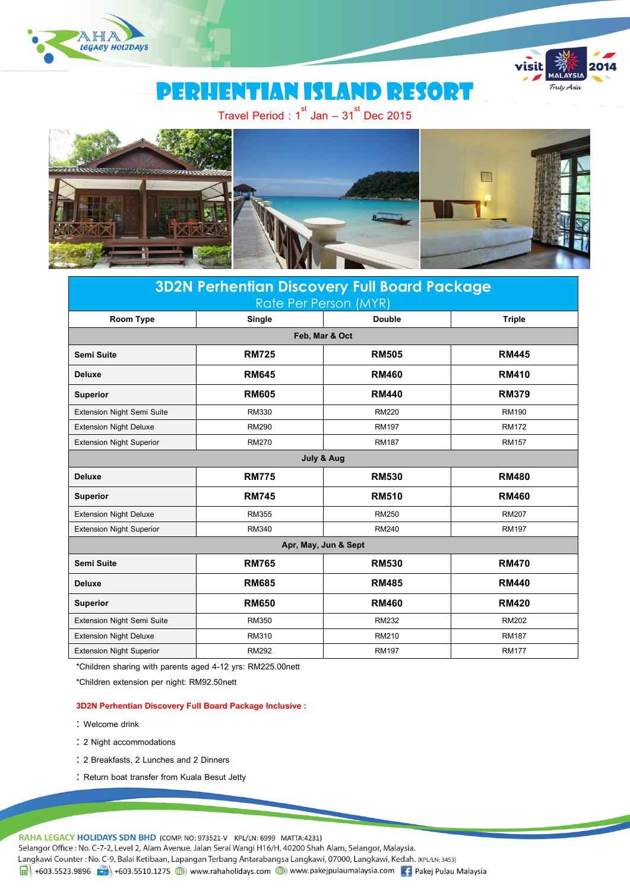# PERHENTIAN ISLAND RESORT

Travel Period : 1st Jan – 31st Dec 2015

## 3D2N Perhentian Discovery Full Board Package

Rate Per Person (MYR)

| Room Type | Single | Double | Triple |
|---|---|---|---|
| **Feb, Mar & Oct** | | | |
| **Semi Suite** | **RM725** | **RM505** | **RM445** |
| **Deluxe** | **RM645** | **RM460** | **RM410** |
| **Superior** | **RM605** | **RM440** | **RM379** |
| Extension Night Semi Suite | RM330 | RM220 | RM190 |
| Extension Night Deluxe | RM290 | RM197 | RM172 |
| Extension Night Superior | RM270 | RM187 | RM157 |
| **July & Aug** | | | |
| **Deluxe** | **RM775** | **RM530** | **RM480** |
| **Superior** | **RM745** | **RM510** | **RM460** |
| Extension Night Deluxe | RM355 | RM250 | RM207 |
| Extension Night Superior | RM340 | RM240 | RM197 |
| **Apr, May, Jun & Sept** | | | |
| **Semi Suite** | **RM765** | **RM530** | **RM470** |
| **Deluxe** | **RM685** | **RM485** | **RM440** |
| **Superior** | **RM650** | **RM460** | **RM420** |
| Extension Night Semi Suite | RM350 | RM232 | RM202 |
| Extension Night Deluxe | RM310 | RM210 | RM187 |
| Extension Night Superior | RM292 | RM197 | RM177 |

*Children sharing with parents aged 4-12 yrs: RM225.00nett

*Children extension per night: RM92.50nett

**3D2N Perhentian Discovery Full Board Package Inclusive :**

- Welcome drink
- 2 Night accommodations
- 2 Breakfasts, 2 Lunches and 2 Dinners
- Return boat transfer from Kuala Besut Jetty

**RAHA LEGACY HOLIDAYS SDN BHD** (COMP. NO: 973521-V KPL/LN: 6999 MATTA:4231)
Selangor Office : No. C-7-2, Level 2, Alam Avenue, Jalan Serai Wangi H16/H, 40200 Shah Alam, Selangor, Malaysia.
Langkawi Counter : No. C-9, Balai Ketibaan, Lapangan Terbang Antarabangsa Langkawi, 07000, Langkawi, Kedah. (KPL/LN: 3453)
+603.5523.9896 +603.5510.1275 www.rahaholidays.com www.pakejpulaumalaysia.com Pakej Pulau Malaysia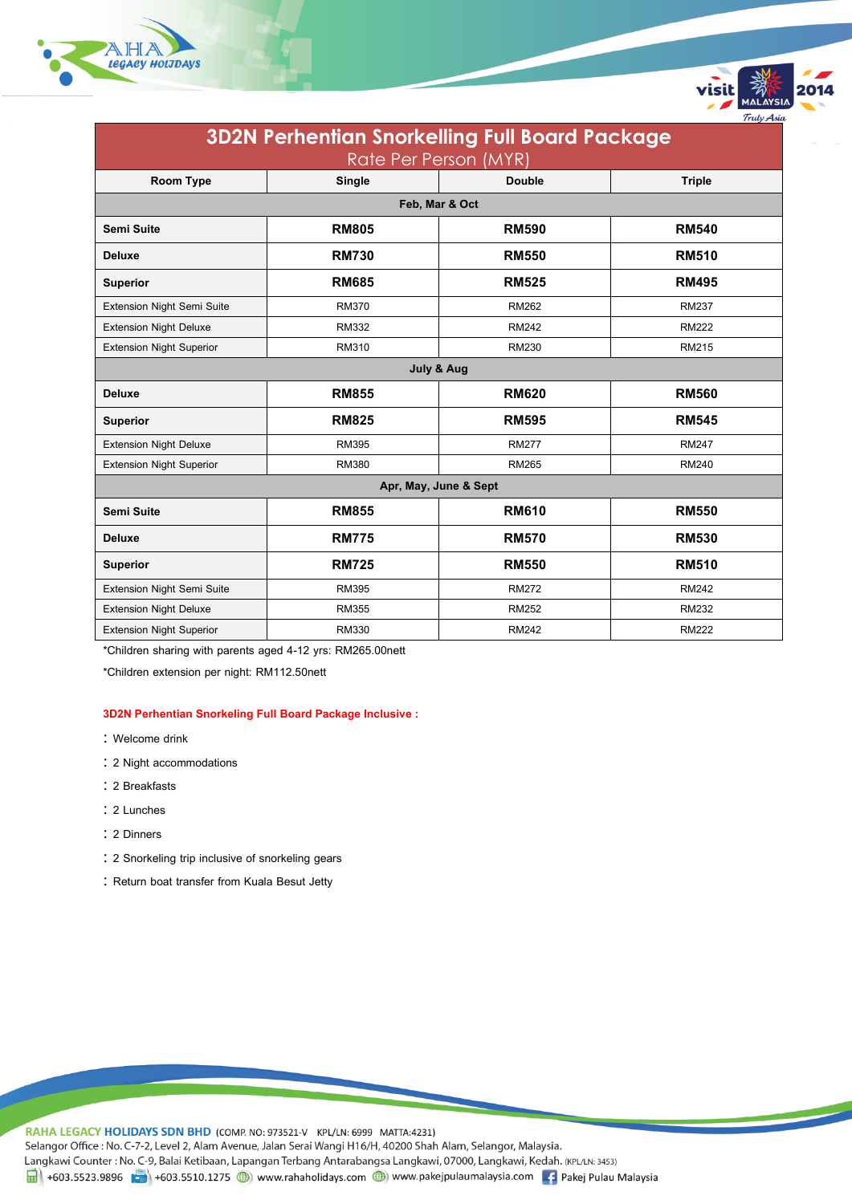## 3D2N Perhentian Snorkelling Full Board Package

Rate Per Person (MYR)

| Room Type | Single | Double | Triple |
|---|---|---|---|
| **Feb, Mar & Oct** | | | |
| **Semi Suite** | **RM805** | **RM590** | **RM540** |
| **Deluxe** | **RM730** | **RM550** | **RM510** |
| **Superior** | **RM685** | **RM525** | **RM495** |
| Extension Night Semi Suite | RM370 | RM262 | RM237 |
| Extension Night Deluxe | RM332 | RM242 | RM222 |
| Extension Night Superior | RM310 | RM230 | RM215 |
| **July & Aug** | | | |
| **Deluxe** | **RM855** | **RM620** | **RM560** |
| **Superior** | **RM825** | **RM595** | **RM545** |
| Extension Night Deluxe | RM395 | RM277 | RM247 |
| Extension Night Superior | RM380 | RM265 | RM240 |
| **Apr, May, June & Sept** | | | |
| **Semi Suite** | **RM855** | **RM610** | **RM550** |
| **Deluxe** | **RM775** | **RM570** | **RM530** |
| **Superior** | **RM725** | **RM550** | **RM510** |
| Extension Night Semi Suite | RM395 | RM272 | RM242 |
| Extension Night Deluxe | RM355 | RM252 | RM232 |
| Extension Night Superior | RM330 | RM242 | RM222 |

*Children sharing with parents aged 4-12 yrs: RM265.00nett

*Children extension per night: RM112.50nett

**3D2N Perhentian Snorkeling Full Board Package Inclusive :**

- Welcome drink
- 2 Night accommodations
- 2 Breakfasts
- 2 Lunches
- 2 Dinners
- 2 Snorkeling trip inclusive of snorkeling gears
- Return boat transfer from Kuala Besut Jetty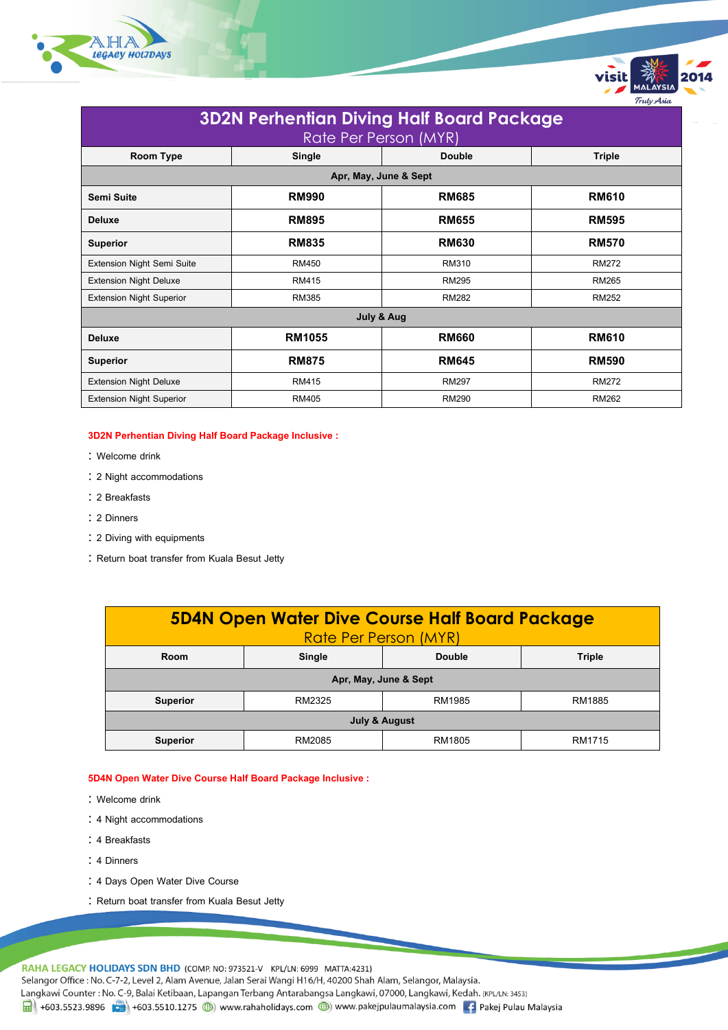| 3D2N Perhentian Diving Half Board Package<br>Rate Per Person (MYR) | | | |
|---|---|---|---|
| **Room Type** | **Single** | **Double** | **Triple** |
| **Apr, May, June & Sept** | | | |
| **Semi Suite** | **RM990** | **RM685** | **RM610** |
| **Deluxe** | **RM895** | **RM655** | **RM595** |
| **Superior** | **RM835** | **RM630** | **RM570** |
| Extension Night Semi Suite | RM450 | RM310 | RM272 |
| Extension Night Deluxe | RM415 | RM295 | RM265 |
| Extension Night Superior | RM385 | RM282 | RM252 |
| **July & Aug** | | | |
| **Deluxe** | **RM1055** | **RM660** | **RM610** |
| **Superior** | **RM875** | **RM645** | **RM590** |
| Extension Night Deluxe | RM415 | RM297 | RM272 |
| Extension Night Superior | RM405 | RM290 | RM262 |

**3D2N Perhentian Diving Half Board Package Inclusive :**

- Welcome drink
- 2 Night accommodations
- 2 Breakfasts
- 2 Dinners
- 2 Diving with equipments
- Return boat transfer from Kuala Besut Jetty

| 5D4N Open Water Dive Course Half Board Package<br>Rate Per Person (MYR) | | | |
|---|---|---|---|
| **Room** | **Single** | **Double** | **Triple** |
| **Apr, May, June & Sept** | | | |
| **Superior** | RM2325 | RM1985 | RM1885 |
| **July & August** | | | |
| **Superior** | RM2085 | RM1805 | RM1715 |

**5D4N Open Water Dive Course Half Board Package Inclusive :**

- Welcome drink
- 4 Night accommodations
- 4 Breakfasts
- 4 Dinners
- 4 Days Open Water Dive Course
- Return boat transfer from Kuala Besut Jetty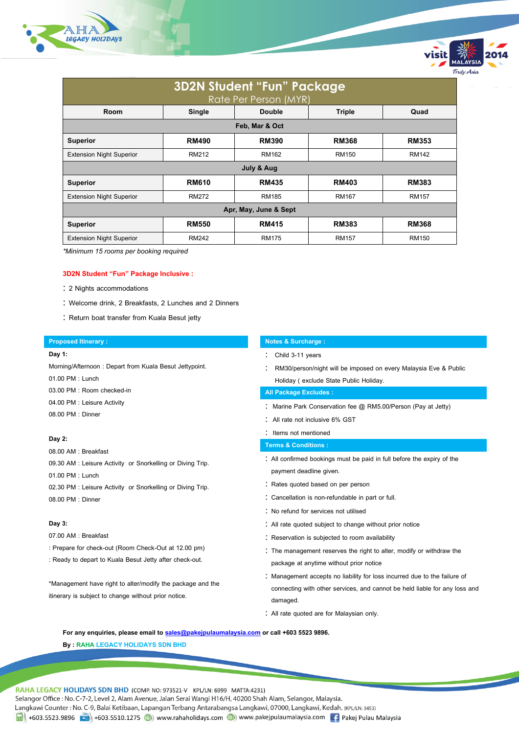# 3D2N Student "Fun" Package

Rate Per Person (MYR)

| Room | Single | Double | Triple | Quad |
| --- | --- | --- | --- | --- |
| **Feb, Mar & Oct** | | | | |
| **Superior** | **RM490** | **RM390** | **RM368** | **RM353** |
| Extension Night Superior | RM212 | RM162 | RM150 | RM142 |
| **July & Aug** | | | | |
| **Superior** | **RM610** | **RM435** | **RM403** | **RM383** |
| Extension Night Superior | RM272 | RM185 | RM167 | RM157 |
| **Apr, May, June & Sept** | | | | |
| **Superior** | **RM550** | **RM415** | **RM383** | **RM368** |
| Extension Night Superior | RM242 | RM175 | RM157 | RM150 |

*\*Minimum 15 rooms per booking required*

**3D2N Student "Fun" Package Inclusive :**

- 2 Nights accommodations
- Welcome drink, 2 Breakfasts, 2 Lunches and 2 Dinners
- Return boat transfer from Kuala Besut jetty

**Proposed Itinerary :**

**Day 1:**

Morning/Afternoon : Depart from Kuala Besut Jettypoint.

01.00 PM : Lunch

03.00 PM : Room checked-in

04.00 PM : Leisure Activity

08.00 PM : Dinner

**Day 2:**

08.00 AM : Breakfast

09.30 AM : Leisure Activity or Snorkelling or Diving Trip.

01.00 PM : Lunch

02.30 PM : Leisure Activity or Snorkelling or Diving Trip.

08.00 PM : Dinner

**Day 3:**

07.00 AM : Breakfast

: Prepare for check-out (Room Check-Out at 12.00 pm)

: Ready to depart to Kuala Besut Jetty after check-out.

*Management have right to alter/modify the package and the itinerary is subject to change without prior notice.

**Notes & Surcharge :**

- Child 3-11 years
- RM30/person/night will be imposed on every Malaysia Eve & Public Holiday ( exclude State Public Holiday.

**All Package Excludes :**

- Marine Park Conservation fee @ RM5.00/Person (Pay at Jetty)
- All rate not inclusive 6% GST
- Items not mentioned

**Terms & Conditions :**

- All confirmed bookings must be paid in full before the expiry of the payment deadline given.
- Rates quoted based on per person
- Cancellation is non-refundable in part or full.
- No refund for services not utilised
- All rate quoted subject to change without prior notice
- Reservation is subjected to room availability
- The management reserves the right to alter, modify or withdraw the package at anytime without prior notice
- Management accepts no liability for loss incurred due to the failure of connecting with other services, and cannot be held liable for any loss and damaged.
- All rate quoted are for Malaysian only.

**For any enquiries, please email to sales@pakejpulaumalaysia.com or call +603 5523 9896.**

**By : RAHA LEGACY HOLIDAYS SDN BHD**

RAHA LEGACY HOLIDAYS SDN BHD (COMP. NO: 973521-V KPL/LN: 6999 MATTA:4231)
Selangor Office : No. C-7-2, Level 2, Alam Avenue, Jalan Serai Wangi H16/H, 40200 Shah Alam, Selangor, Malaysia.
Langkawi Counter : No. C-9, Balai Ketibaan, Lapangan Terbang Antarabangsa Langkawi, 07000, Langkawi, Kedah. (KPL/LN: 3453)
+603.5523.9896 +603.5510.1275 www.rahaholidays.com www.pakejpulaumalaysia.com Pakej Pulau Malaysia